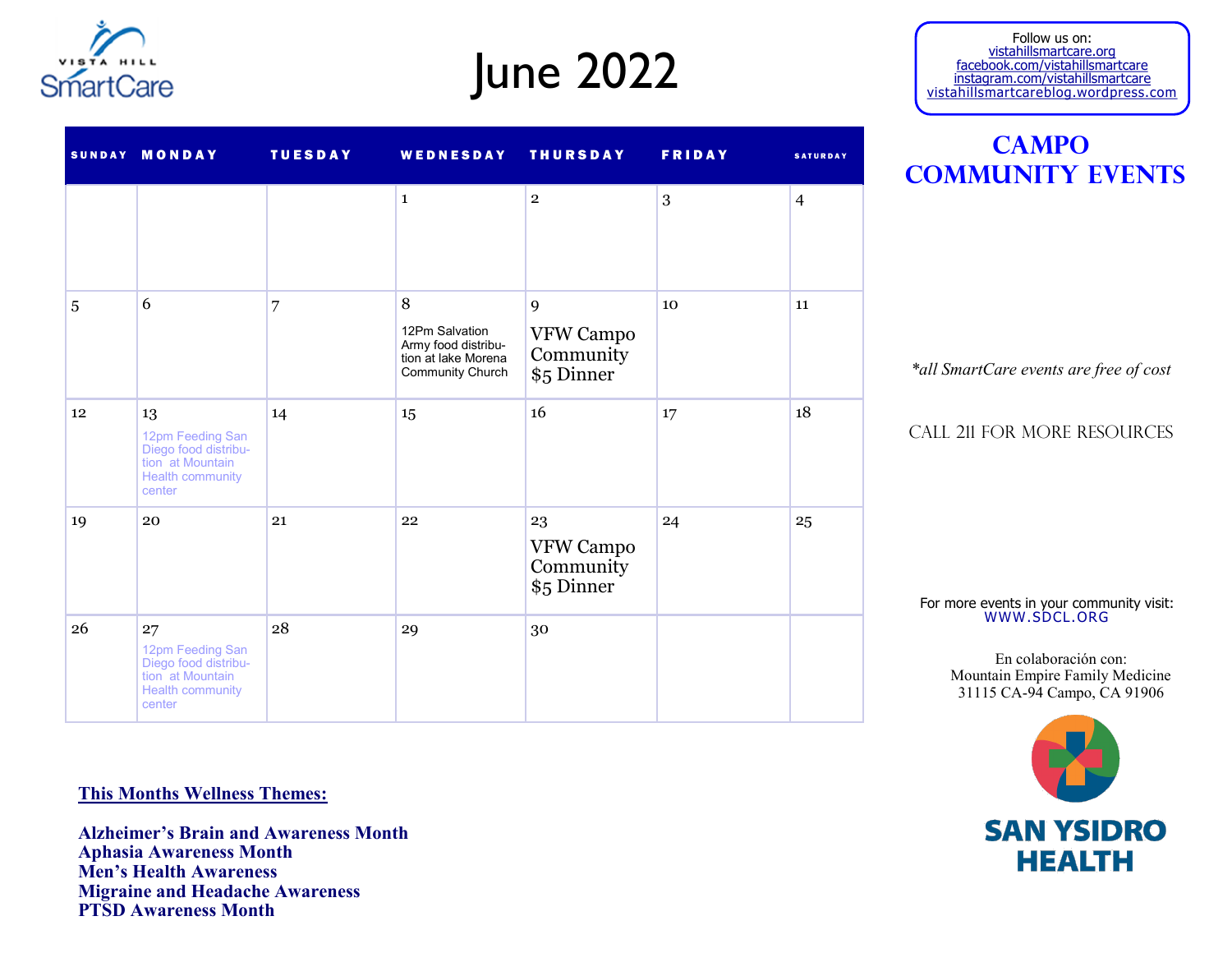# June 2022

Follow us on:
vistahillsmartcare.org
facebook.com/vistahillsmartcare
instagram.com/vistahillsmartcare
vistahillsmartcareblog.wordpress.com

| SUNDAY | MONDAY | TUESDAY | WEDNESDAY | THURSDAY | FRIDAY | SATURDAY |
|---|---|---|---|---|---|---|
| | | | 1 | 2 | 3 | 4 |
| 5 | 6 | 7 | 8 12Pm Salvation Army food distribution at lake Morena Community Church | 9 VFW Campo Community $5 Dinner | 10 | 11 |
| 12 | 13 12pm Feeding San Diego food distribution at Mountain Health community center | 14 | 15 | 16 | 17 | 18 |
| 19 | 20 | 21 | 22 | 23 VFW Campo Community $5 Dinner | 24 | 25 |
| 26 | 27 12pm Feeding San Diego food distribution at Mountain Health community center | 28 | 29 | 30 | | |

## Campo Community Events

*\*all SmartCare events are free of cost*

CALL 211 FOR MORE RESOURCES

For more events in your community visit:
WWW.SDCL.ORG

En colaboración con:
Mountain Empire Family Medicine
31115 CA-94 Campo, CA 91906

SAN YSIDRO HEALTH

**This Months Wellness Themes:**

**Alzheimer's Brain and Awareness Month**
**Aphasia Awareness Month**
**Men's Health Awareness**
**Migraine and Headache Awareness**
**PTSD Awareness Month**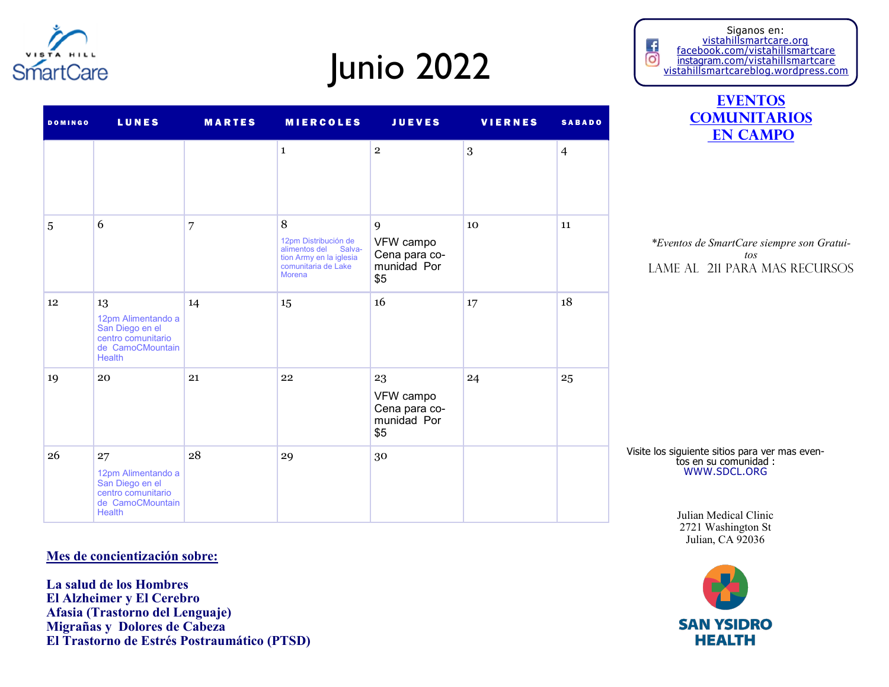# Junio 2022

Siganos en:
vistahillsmartcare.org
facebook.com/vistahillsmartcare
instagram.com/vistahillsmartcare
vistahillsmartcareblog.wordpress.com

| Domingo | Lunes | Martes | Miercoles | Jueves | Viernes | Sabado |
|---|---|---|---|---|---|---|
| | | | 1 | 2 | 3 | 4 |
| 5 | 6 | 7 | 8 12pm Distribución de alimentos del Salvation Army en la iglesia comunitaria de Lake Morena | 9 VFW campo Cena para comunidad Por $5 | 10 | 11 |
| 12 | 13 12pm Alimentando a San Diego en el centro comunitario de CamoCMountain Health | 14 | 15 | 16 | 17 | 18 |
| 19 | 20 | 21 | 22 | 23 VFW campo Cena para comunidad Por $5 | 24 | 25 |
| 26 | 27 12pm Alimentando a San Diego en el centro comunitario de CamoCMountain Health | 28 | 29 | 30 | | |

**Mes de concientización sobre:**

**La salud de los Hombres**
**El Alzheimer y El Cerebro**
**Afasia (Trastorno del Lenguaje)**
**Migrañas y Dolores de Cabeza**
**El Trastorno de Estrés Postraumático (PTSD)**

## EVENTOS COMUNITARIOS EN CAMPO

*\*Eventos de SmartCare siempre son Gratuitos*

LAME AL 211 PARA MAS RECURSOS

Visite los siguiente sitios para ver mas eventos en su comunidad :
WWW.SDCL.ORG

Julian Medical Clinic
2721 Washington St
Julian, CA 92036

SAN YSIDRO HEALTH